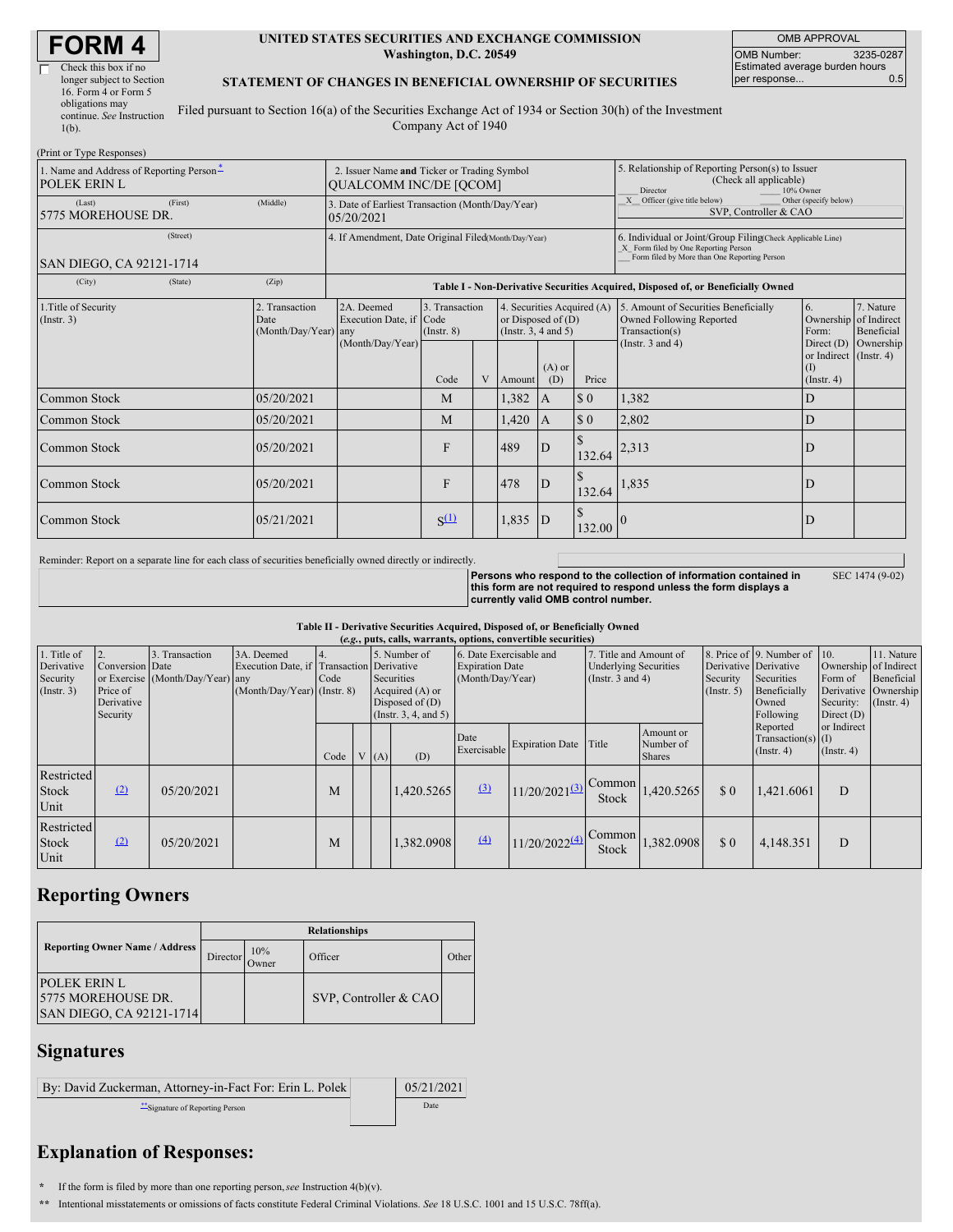# FORM 4

☐ Check this box if no longer subject to Section 16. Form 4 or Form 5 obligations may continue. *See* Instruction 1(b).

**UNITED STATES SECURITIES AND EXCHANGE COMMISSION**
**Washington, D.C. 20549**

**STATEMENT OF CHANGES IN BENEFICIAL OWNERSHIP OF SECURITIES**

Filed pursuant to Section 16(a) of the Securities Exchange Act of 1934 or Section 30(h) of the Investment Company Act of 1940

| OMB APPROVAL | |
|---|---|
| OMB Number: | 3235-0287 |
| Estimated average burden hours per response... | 0.5 |

(Print or Type Responses)

| 1. Name and Address of Reporting Person* | 2. Issuer Name and Ticker or Trading Symbol | 5. Relationship of Reporting Person(s) to Issuer (Check all applicable) |
|---|---|---|
| POLEK ERIN L | QUALCOMM INC/DE [QCOM] | ___ Director ___ 10% Owner |
| (Last) (First) (Middle) 5775 MOREHOUSE DR. | 3. Date of Earliest Transaction (Month/Day/Year) 05/20/2021 | _X_ Officer (give title below) ___ Other (specify below) SVP, Controller & CAO |
| (Street) SAN DIEGO, CA 92121-1714 | 4. If Amendment, Date Original Filed (Month/Day/Year) | 6. Individual or Joint/Group Filing (Check Applicable Line) _X_ Form filed by One Reporting Person ___ Form filed by More than One Reporting Person |
| (City) (State) (Zip) | | |

**Table I - Non-Derivative Securities Acquired, Disposed of, or Beneficially Owned**

| 1.Title of Security (Instr. 3) | 2. Transaction Date (Month/Day/Year) | 2A. Deemed Execution Date, if any (Month/Day/Year) | 3. Transaction Code (Instr. 8) | | 4. Securities Acquired (A) or Disposed of (D) (Instr. 3, 4 and 5) | | | 5. Amount of Securities Beneficially Owned Following Reported Transaction(s) (Instr. 3 and 4) | 6. Ownership Form: Direct (D) or Indirect (I) (Instr. 4) | 7. Nature of Indirect Beneficial Ownership (Instr. 4) |
|---|---|---|---|---|---|---|---|---|---|---|
| | | | Code | V | Amount | (A) or (D) | Price | | | |
| Common Stock | 05/20/2021 | | M | | 1,382 | A | $ 0 | 1,382 | D | |
| Common Stock | 05/20/2021 | | M | | 1,420 | A | $ 0 | 2,802 | D | |
| Common Stock | 05/20/2021 | | F | | 489 | D | $ 132.64 | 2,313 | D | |
| Common Stock | 05/20/2021 | | F | | 478 | D | $ 132.64 | 1,835 | D | |
| Common Stock | 05/21/2021 | | S[(1)] | | 1,835 | D | $ 132.00 | 0 | D | |

Reminder: Report on a separate line for each class of securities beneficially owned directly or indirectly.

**Persons who respond to the collection of information contained in this form are not required to respond unless the form displays a currently valid OMB control number.** SEC 1474 (9-02)

**Table II - Derivative Securities Acquired, Disposed of, or Beneficially Owned**
***(e.g., puts, calls, warrants, options, convertible securities)***

| 1. Title of Derivative Security (Instr. 3) | 2. Conversion or Exercise Price of Derivative Security | 3. Transaction Date (Month/Day/Year) | 3A. Deemed Execution Date, if any (Month/Day/Year) | 4. Transaction Code (Instr. 8) | | 5. Number of Derivative Securities Acquired (A) or Disposed of (D) (Instr. 3, 4, and 5) | | 6. Date Exercisable and Expiration Date (Month/Day/Year) | | 7. Title and Amount of Underlying Securities (Instr. 3 and 4) | | 8. Price of Derivative Security (Instr. 5) | 9. Number of Derivative Securities Beneficially Owned Following Reported Transaction(s) (Instr. 4) | 10. Ownership Form of Derivative Security: Direct (D) or Indirect (I) (Instr. 4) | 11. Nature of Indirect Beneficial Ownership (Instr. 4) |
|---|---|---|---|---|---|---|---|---|---|---|---|---|---|---|---|
| | | | | Code | V | (A) | (D) | Date Exercisable | Expiration Date | Title | Amount or Number of Shares | | | | |
| Restricted Stock Unit | [(2)] | 05/20/2021 | | M | | | 1,420.5265 | [(3)] | 11/20/2021[(3)] | Common Stock | 1,420.5265 | $ 0 | 1,421.6061 | D | |
| Restricted Stock Unit | [(2)] | 05/20/2021 | | M | | | 1,382.0908 | [(4)] | 11/20/2022[(4)] | Common Stock | 1,382.0908 | $ 0 | 4,148.351 | D | |

## Reporting Owners

| Reporting Owner Name / Address | Relationships | | | |
|---|---|---|---|---|
| | Director | 10% Owner | Officer | Other |
| POLEK ERIN L 5775 MOREHOUSE DR. SAN DIEGO, CA 92121-1714 | | | SVP, Controller & CAO | |

## Signatures

| By: David Zuckerman, Attorney-in-Fact For: Erin L. Polek | 05/21/2021 |
|---|---|
| **Signature of Reporting Person | Date |

## Explanation of Responses:

\* If the form is filed by more than one reporting person, *see* Instruction 4(b)(v).

\** Intentional misstatements or omissions of facts constitute Federal Criminal Violations. *See* 18 U.S.C. 1001 and 15 U.S.C. 78ff(a).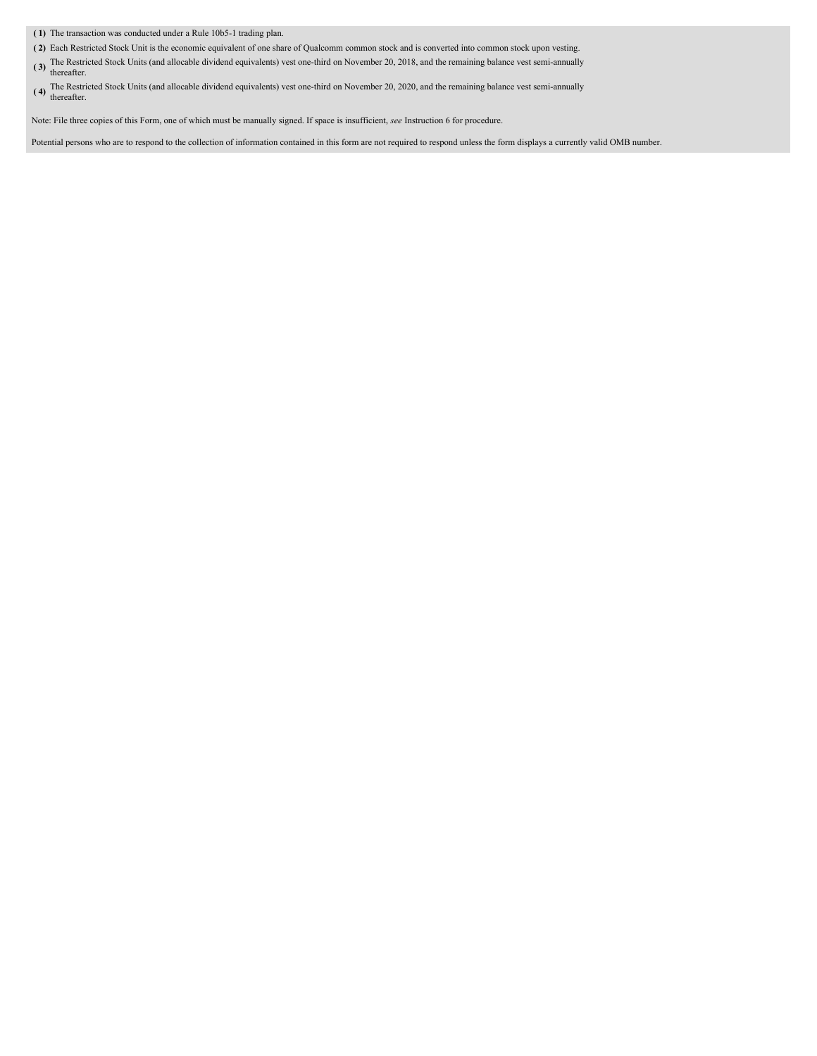**( 1)** The transaction was conducted under a Rule 10b5-1 trading plan.

**( 2)** Each Restricted Stock Unit is the economic equivalent of one share of Qualcomm common stock and is converted into common stock upon vesting.

**( 3)** The Restricted Stock Units (and allocable dividend equivalents) vest one-third on November 20, 2018, and the remaining balance vest semi-annually thereafter.

**( 4)** The Restricted Stock Units (and allocable dividend equivalents) vest one-third on November 20, 2020, and the remaining balance vest semi-annually thereafter.

Note: File three copies of this Form, one of which must be manually signed. If space is insufficient, *see* Instruction 6 for procedure.

Potential persons who are to respond to the collection of information contained in this form are not required to respond unless the form displays a currently valid OMB number.